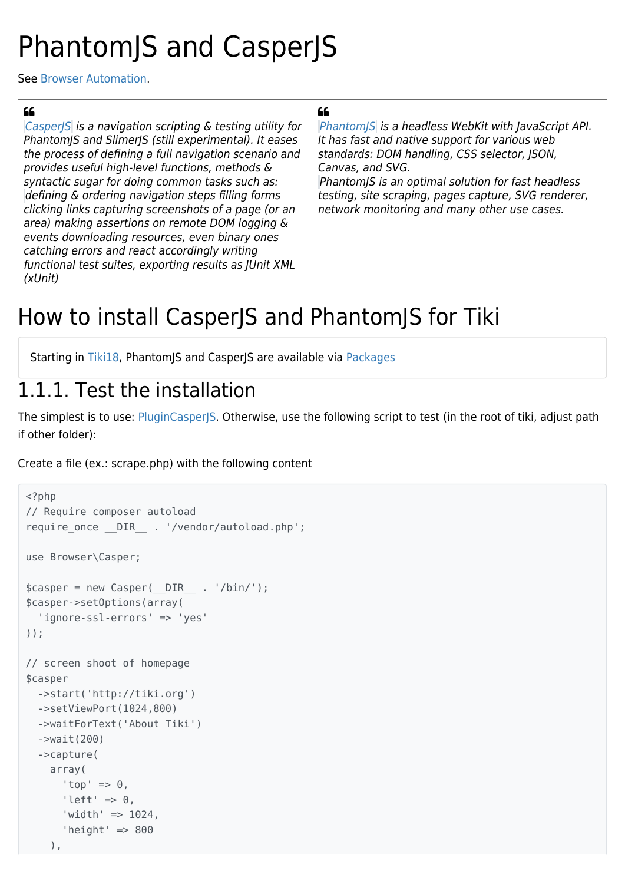# PhantomJS and CasperJS

See Browser Automation.

---

> *CasperJS is a navigation scripting & testing utility for PhantomJS and SlimerJS (still experimental). It eases the process of defining a full navigation scenario and provides useful high-level functions, methods & syntactic sugar for doing common tasks such as: defining & ordering navigation steps filling forms clicking links capturing screenshots of a page (or an area) making assertions on remote DOM logging & events downloading resources, even binary ones catching errors and react accordingly writing functional test suites, exporting results as JUnit XML (xUnit)*

> *PhantomJS is a headless WebKit with JavaScript API. It has fast and native support for various web standards: DOM handling, CSS selector, JSON, Canvas, and SVG.*
> *PhantomJS is an optimal solution for fast headless testing, site scraping, pages capture, SVG renderer, network monitoring and many other use cases.*

# How to install CasperJS and PhantomJS for Tiki

Starting in Tiki18, PhantomJS and CasperJS are available via Packages

## 1.1.1. Test the installation

The simplest is to use: PluginCasperJS. Otherwise, use the following script to test (in the root of tiki, adjust path if other folder):

Create a file (ex.: scrape.php) with the following content

```
<?php
// Require composer autoload
require_once __DIR__ . '/vendor/autoload.php';

use Browser\Casper;

$casper = new Casper(__DIR__ . '/bin/');
$casper->setOptions(array(
  'ignore-ssl-errors' => 'yes'
));

// screen shoot of homepage
$casper
  ->start('http://tiki.org')
  ->setViewPort(1024,800)
  ->waitForText('About Tiki')
  ->wait(200)
  ->capture(
    array(
      'top' => 0,
      'left' => 0,
      'width' => 1024,
      'height' => 800
    ),
```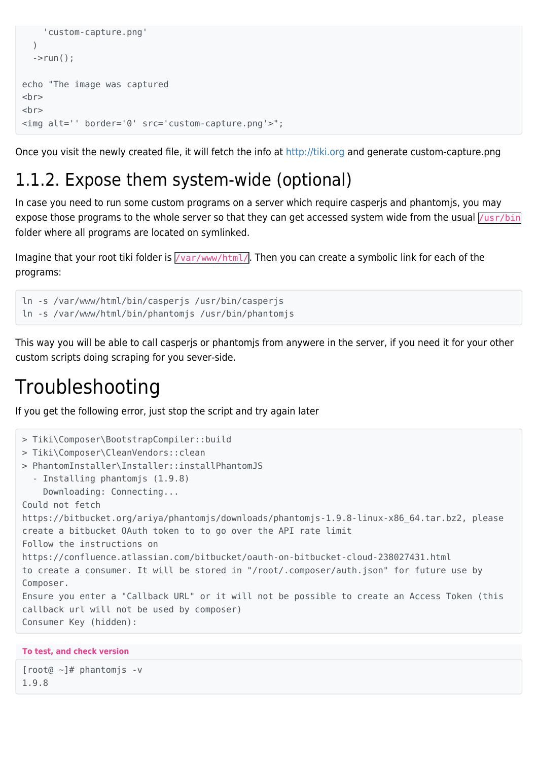```
    'custom-capture.png'
  )
  ->run();

echo "The image was captured
<br>
<br>
<img alt='' border='0' src='custom-capture.png'>";
```

Once you visit the newly created file, it will fetch the info at http://tiki.org and generate custom-capture.png

## 1.1.2. Expose them system-wide (optional)

In case you need to run some custom programs on a server which require casperjs and phantomjs, you may expose those programs to the whole server so that they can get accessed system wide from the usual `/usr/bin` folder where all programs are located on symlinked.

Imagine that your root tiki folder is `/var/www/html/`. Then you can create a symbolic link for each of the programs:

```
ln -s /var/www/html/bin/casperjs /usr/bin/casperjs
ln -s /var/www/html/bin/phantomjs /usr/bin/phantomjs
```

This way you will be able to call casperjs or phantomjs from anywere in the server, if you need it for your other custom scripts doing scraping for you sever-side.

# Troubleshooting

If you get the following error, just stop the script and try again later

```
> Tiki\Composer\BootstrapCompiler::build
> Tiki\Composer\CleanVendors::clean
> PhantomInstaller\Installer::installPhantomJS
  - Installing phantomjs (1.9.8)
    Downloading: Connecting...
Could not fetch
https://bitbucket.org/ariya/phantomjs/downloads/phantomjs-1.9.8-linux-x86_64.tar.bz2, please
create a bitbucket OAuth token to to go over the API rate limit
Follow the instructions on
https://confluence.atlassian.com/bitbucket/oauth-on-bitbucket-cloud-238027431.html
to create a consumer. It will be stored in "/root/.composer/auth.json" for future use by
Composer.
Ensure you enter a "Callback URL" or it will not be possible to create an Access Token (this
callback url will not be used by composer)
Consumer Key (hidden):
```

**To test, and check version**

```
[root@ ~]# phantomjs -v
1.9.8
```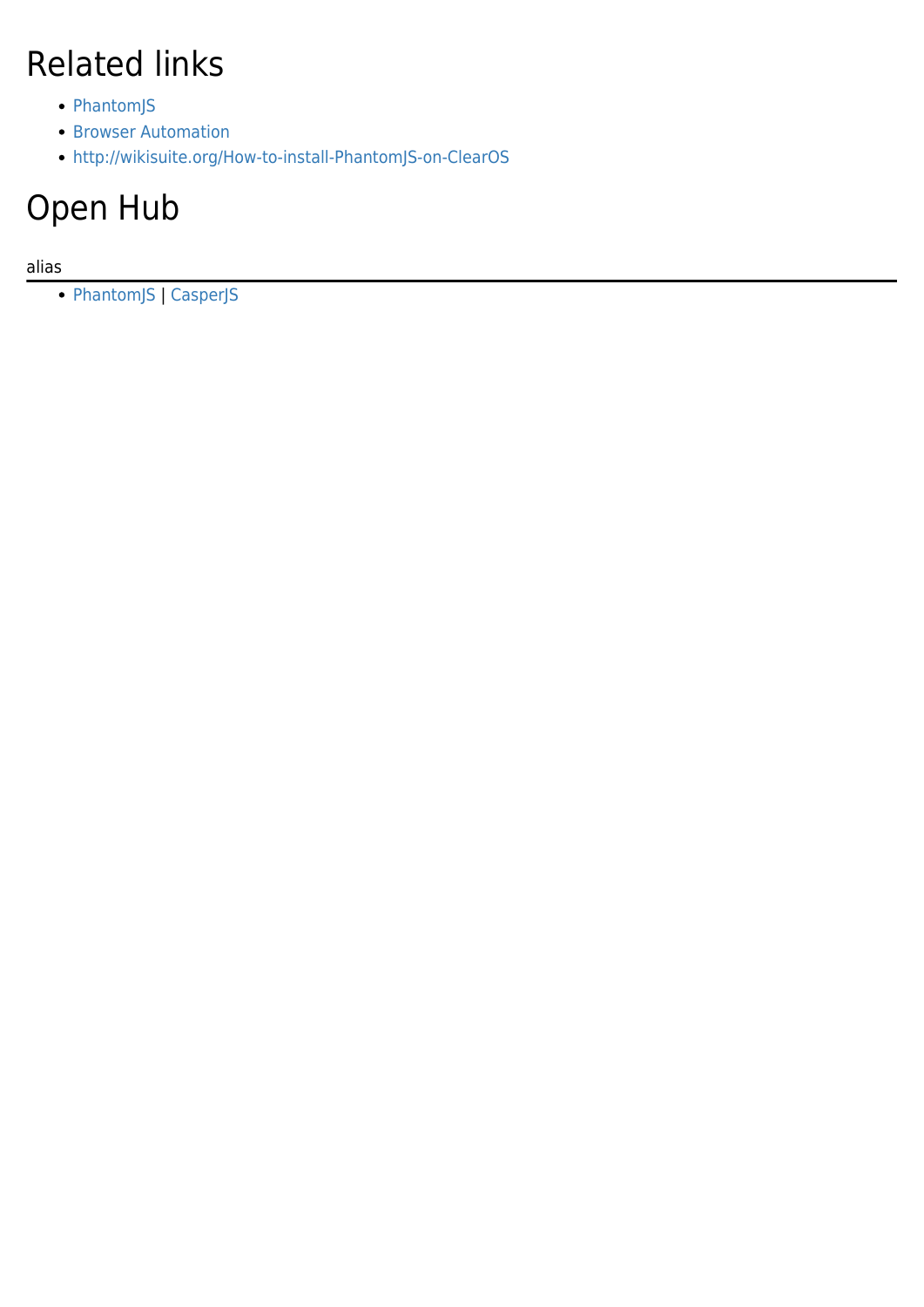# Related links

- PhantomJS
- Browser Automation
- http://wikisuite.org/How-to-install-PhantomJS-on-ClearOS

# Open Hub

alias

---

- PhantomJS | CasperJS